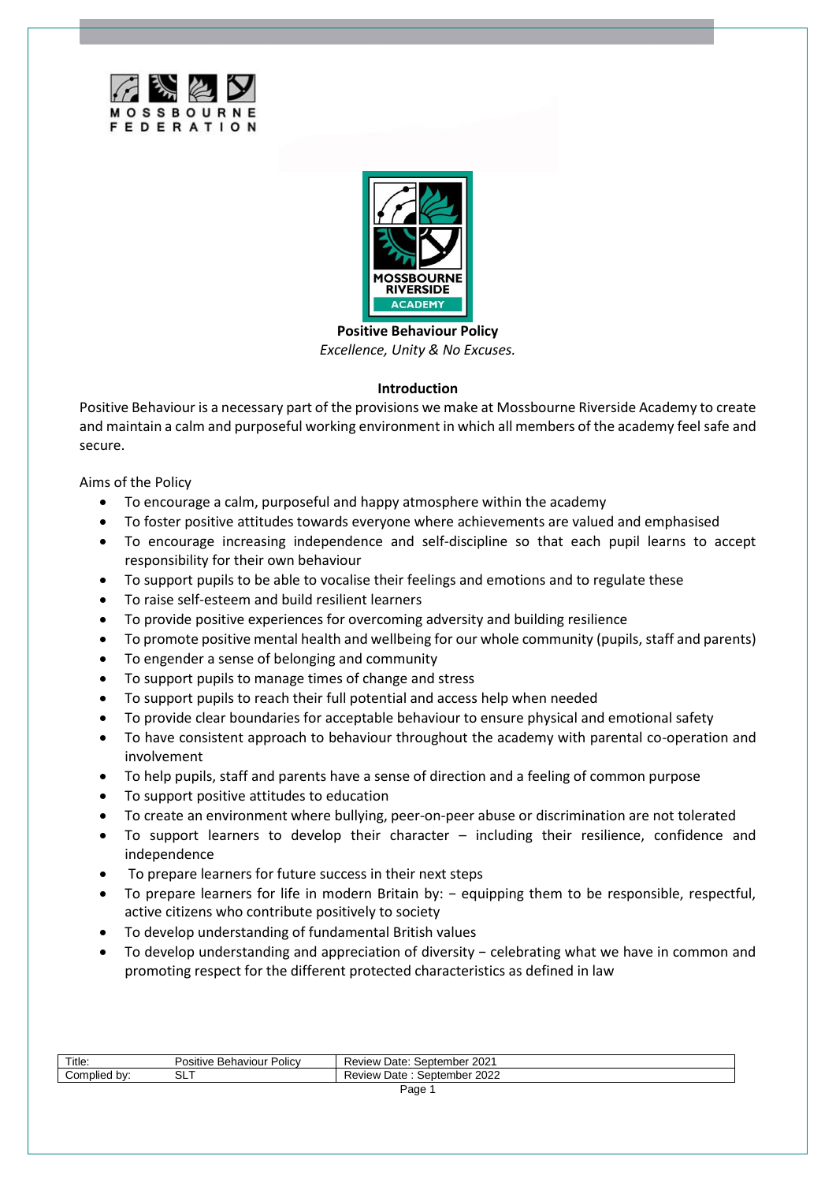**Positive Behaviour Policy**

*Excellence, Unity & No Excuses.*

**Introduction**

Positive Behaviour is a necessary part of the provisions we make at Mossbourne Riverside Academy to create and maintain a calm and purposeful working environment in which all members of the academy feel safe and secure.

Aims of the Policy

- To encourage a calm, purposeful and happy atmosphere within the academy
- To foster positive attitudes towards everyone where achievements are valued and emphasised
- To encourage increasing independence and self-discipline so that each pupil learns to accept responsibility for their own behaviour
- To support pupils to be able to vocalise their feelings and emotions and to regulate these
- To raise self-esteem and build resilient learners
- To provide positive experiences for overcoming adversity and building resilience
- To promote positive mental health and wellbeing for our whole community (pupils, staff and parents)
- To engender a sense of belonging and community
- To support pupils to manage times of change and stress
- To support pupils to reach their full potential and access help when needed
- To provide clear boundaries for acceptable behaviour to ensure physical and emotional safety
- To have consistent approach to behaviour throughout the academy with parental co-operation and involvement
- To help pupils, staff and parents have a sense of direction and a feeling of common purpose
- To support positive attitudes to education
- To create an environment where bullying, peer-on-peer abuse or discrimination are not tolerated
- To support learners to develop their character – including their resilience, confidence and independence
- To prepare learners for future success in their next steps
- To prepare learners for life in modern Britain by: – equipping them to be responsible, respectful, active citizens who contribute positively to society
- To develop understanding of fundamental British values
- To develop understanding and appreciation of diversity – celebrating what we have in common and promoting respect for the different protected characteristics as defined in law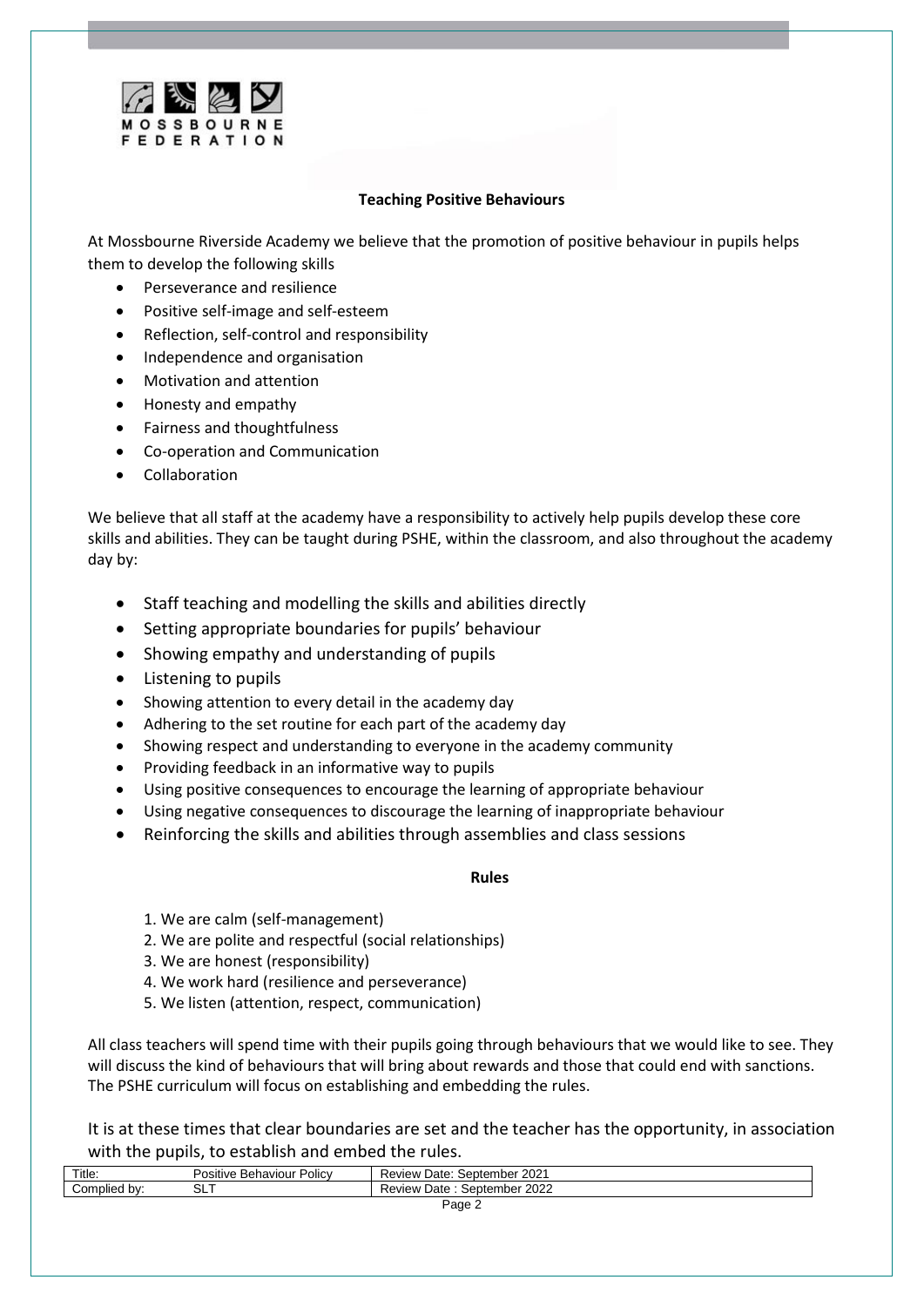## Teaching Positive Behaviours

At Mossbourne Riverside Academy we believe that the promotion of positive behaviour in pupils helps them to develop the following skills

- Perseverance and resilience
- Positive self-image and self-esteem
- Reflection, self-control and responsibility
- Independence and organisation
- Motivation and attention
- Honesty and empathy
- Fairness and thoughtfulness
- Co-operation and Communication
- Collaboration

We believe that all staff at the academy have a responsibility to actively help pupils develop these core skills and abilities. They can be taught during PSHE, within the classroom, and also throughout the academy day by:

- Staff teaching and modelling the skills and abilities directly
- Setting appropriate boundaries for pupils' behaviour
- Showing empathy and understanding of pupils
- Listening to pupils
- Showing attention to every detail in the academy day
- Adhering to the set routine for each part of the academy day
- Showing respect and understanding to everyone in the academy community
- Providing feedback in an informative way to pupils
- Using positive consequences to encourage the learning of appropriate behaviour
- Using negative consequences to discourage the learning of inappropriate behaviour
- Reinforcing the skills and abilities through assemblies and class sessions

## Rules

1. We are calm (self-management)
2. We are polite and respectful (social relationships)
3. We are honest (responsibility)
4. We work hard (resilience and perseverance)
5. We listen (attention, respect, communication)

All class teachers will spend time with their pupils going through behaviours that we would like to see. They will discuss the kind of behaviours that will bring about rewards and those that could end with sanctions. The PSHE curriculum will focus on establishing and embedding the rules.

It is at these times that clear boundaries are set and the teacher has the opportunity, in association with the pupils, to establish and embed the rules.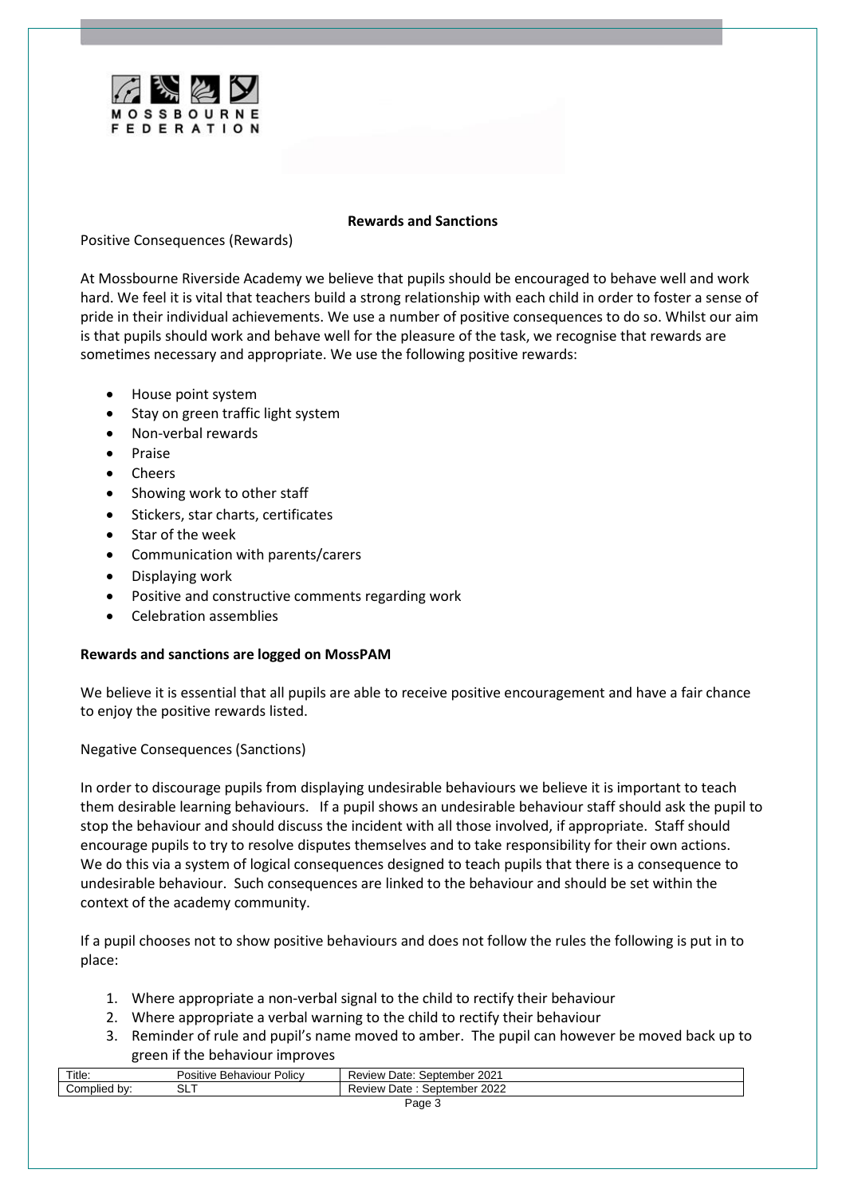**Rewards and Sanctions**

Positive Consequences (Rewards)

At Mossbourne Riverside Academy we believe that pupils should be encouraged to behave well and work hard. We feel it is vital that teachers build a strong relationship with each child in order to foster a sense of pride in their individual achievements. We use a number of positive consequences to do so. Whilst our aim is that pupils should work and behave well for the pleasure of the task, we recognise that rewards are sometimes necessary and appropriate. We use the following positive rewards:

- House point system
- Stay on green traffic light system
- Non-verbal rewards
- Praise
- Cheers
- Showing work to other staff
- Stickers, star charts, certificates
- Star of the week
- Communication with parents/carers
- Displaying work
- Positive and constructive comments regarding work
- Celebration assemblies

**Rewards and sanctions are logged on MossPAM**

We believe it is essential that all pupils are able to receive positive encouragement and have a fair chance to enjoy the positive rewards listed.

Negative Consequences (Sanctions)

In order to discourage pupils from displaying undesirable behaviours we believe it is important to teach them desirable learning behaviours. If a pupil shows an undesirable behaviour staff should ask the pupil to stop the behaviour and should discuss the incident with all those involved, if appropriate. Staff should encourage pupils to try to resolve disputes themselves and to take responsibility for their own actions. We do this via a system of logical consequences designed to teach pupils that there is a consequence to undesirable behaviour. Such consequences are linked to the behaviour and should be set within the context of the academy community.

If a pupil chooses not to show positive behaviours and does not follow the rules the following is put in to place:

1. Where appropriate a non-verbal signal to the child to rectify their behaviour
2. Where appropriate a verbal warning to the child to rectify their behaviour
3. Reminder of rule and pupil's name moved to amber. The pupil can however be moved back up to green if the behaviour improves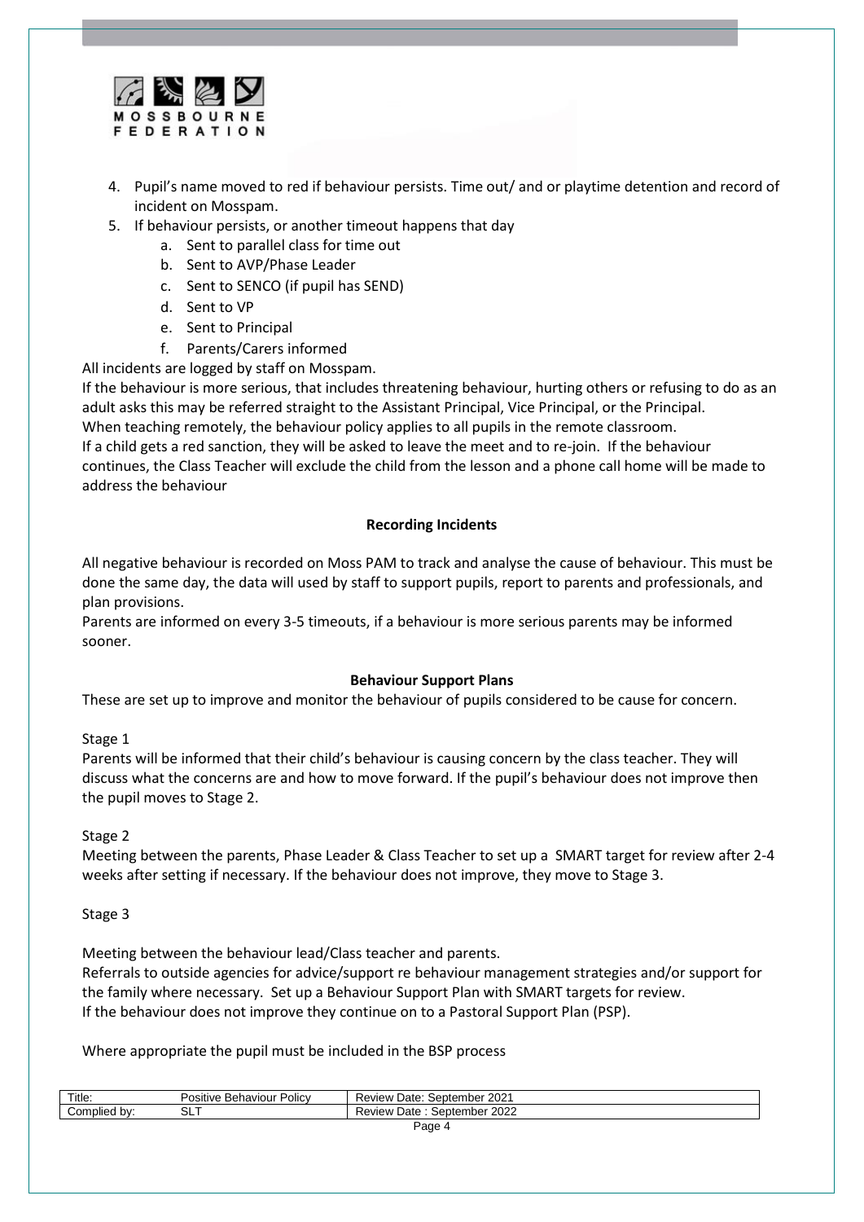4. Pupil's name moved to red if behaviour persists. Time out/ and or playtime detention and record of incident on Mosspam.
5. If behaviour persists, or another timeout happens that day
   a. Sent to parallel class for time out
   b. Sent to AVP/Phase Leader
   c. Sent to SENCO (if pupil has SEND)
   d. Sent to VP
   e. Sent to Principal
   f. Parents/Carers informed

All incidents are logged by staff on Mosspam.
If the behaviour is more serious, that includes threatening behaviour, hurting others or refusing to do as an adult asks this may be referred straight to the Assistant Principal, Vice Principal, or the Principal.
When teaching remotely, the behaviour policy applies to all pupils in the remote classroom.
If a child gets a red sanction, they will be asked to leave the meet and to re-join. If the behaviour continues, the Class Teacher will exclude the child from the lesson and a phone call home will be made to address the behaviour

**Recording Incidents**

All negative behaviour is recorded on Moss PAM to track and analyse the cause of behaviour. This must be done the same day, the data will used by staff to support pupils, report to parents and professionals, and plan provisions.
Parents are informed on every 3-5 timeouts, if a behaviour is more serious parents may be informed sooner.

**Behaviour Support Plans**

These are set up to improve and monitor the behaviour of pupils considered to be cause for concern.

Stage 1

Parents will be informed that their child's behaviour is causing concern by the class teacher. They will discuss what the concerns are and how to move forward. If the pupil's behaviour does not improve then the pupil moves to Stage 2.

Stage 2

Meeting between the parents, Phase Leader & Class Teacher to set up a SMART target for review after 2-4 weeks after setting if necessary. If the behaviour does not improve, they move to Stage 3.

Stage 3

Meeting between the behaviour lead/Class teacher and parents.
Referrals to outside agencies for advice/support re behaviour management strategies and/or support for the family where necessary. Set up a Behaviour Support Plan with SMART targets for review.
If the behaviour does not improve they continue on to a Pastoral Support Plan (PSP).

Where appropriate the pupil must be included in the BSP process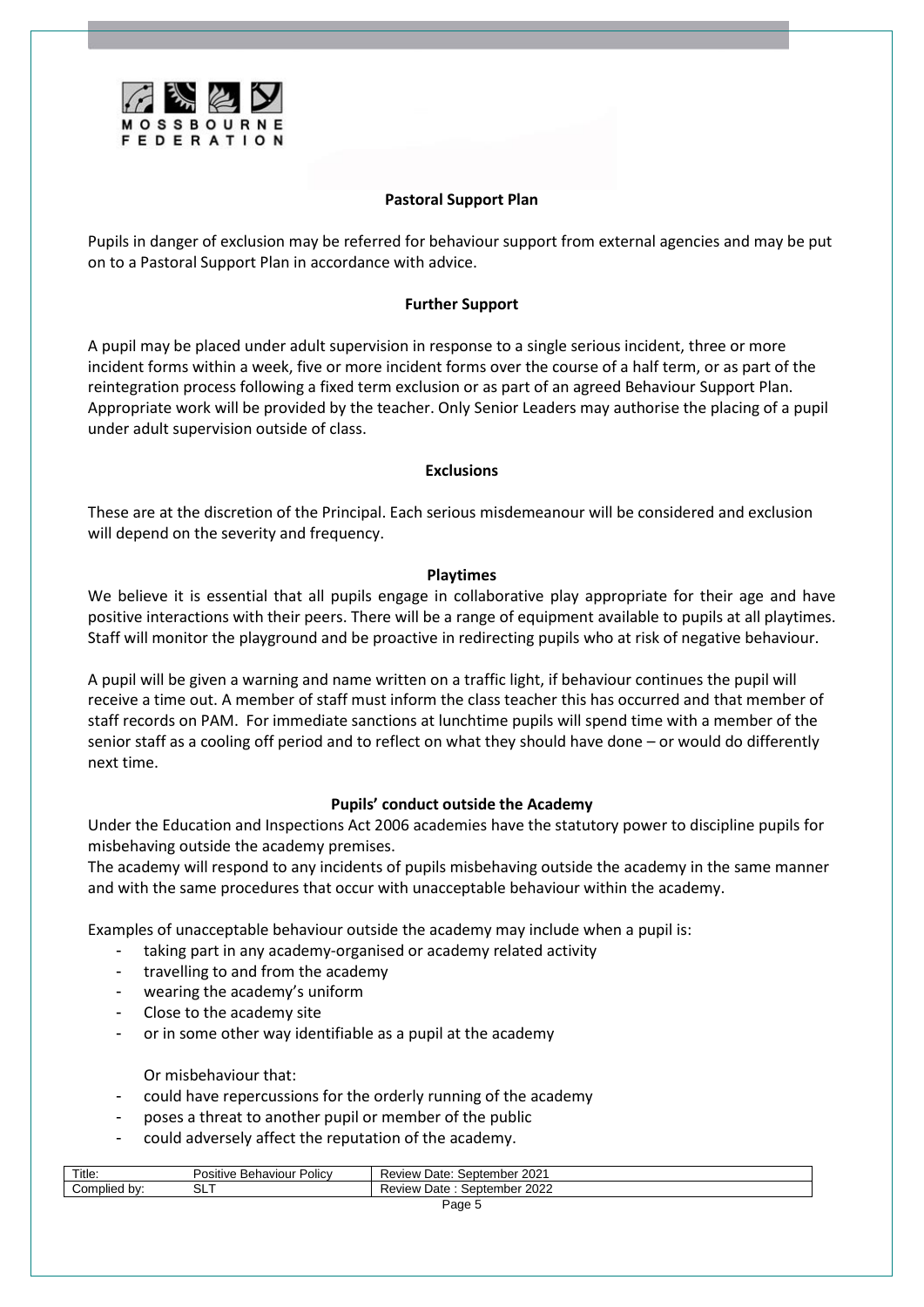## Pastoral Support Plan

Pupils in danger of exclusion may be referred for behaviour support from external agencies and may be put on to a Pastoral Support Plan in accordance with advice.

## Further Support

A pupil may be placed under adult supervision in response to a single serious incident, three or more incident forms within a week, five or more incident forms over the course of a half term, or as part of the reintegration process following a fixed term exclusion or as part of an agreed Behaviour Support Plan. Appropriate work will be provided by the teacher. Only Senior Leaders may authorise the placing of a pupil under adult supervision outside of class.

## Exclusions

These are at the discretion of the Principal. Each serious misdemeanour will be considered and exclusion will depend on the severity and frequency.

## Playtimes

We believe it is essential that all pupils engage in collaborative play appropriate for their age and have positive interactions with their peers. There will be a range of equipment available to pupils at all playtimes. Staff will monitor the playground and be proactive in redirecting pupils who at risk of negative behaviour.

A pupil will be given a warning and name written on a traffic light, if behaviour continues the pupil will receive a time out. A member of staff must inform the class teacher this has occurred and that member of staff records on PAM. For immediate sanctions at lunchtime pupils will spend time with a member of the senior staff as a cooling off period and to reflect on what they should have done – or would do differently next time.

## Pupils' conduct outside the Academy

Under the Education and Inspections Act 2006 academies have the statutory power to discipline pupils for misbehaving outside the academy premises.

The academy will respond to any incidents of pupils misbehaving outside the academy in the same manner and with the same procedures that occur with unacceptable behaviour within the academy.

Examples of unacceptable behaviour outside the academy may include when a pupil is:

- taking part in any academy-organised or academy related activity
- travelling to and from the academy
- wearing the academy's uniform
- Close to the academy site
- or in some other way identifiable as a pupil at the academy

Or misbehaviour that:

- could have repercussions for the orderly running of the academy
- poses a threat to another pupil or member of the public
- could adversely affect the reputation of the academy.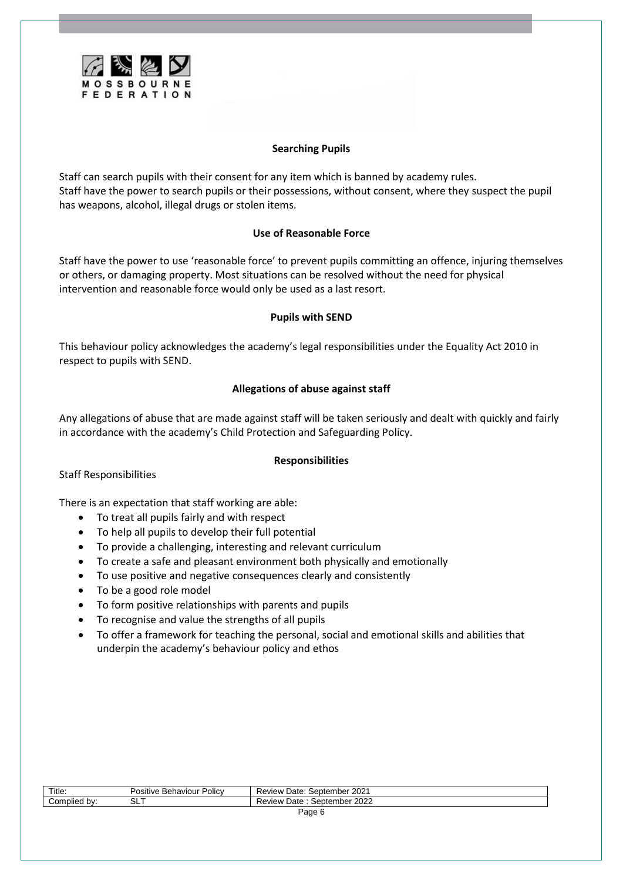## Searching Pupils

Staff can search pupils with their consent for any item which is banned by academy rules.
Staff have the power to search pupils or their possessions, without consent, where they suspect the pupil has weapons, alcohol, illegal drugs or stolen items.

## Use of Reasonable Force

Staff have the power to use 'reasonable force' to prevent pupils committing an offence, injuring themselves or others, or damaging property. Most situations can be resolved without the need for physical intervention and reasonable force would only be used as a last resort.

## Pupils with SEND

This behaviour policy acknowledges the academy's legal responsibilities under the Equality Act 2010 in respect to pupils with SEND.

## Allegations of abuse against staff

Any allegations of abuse that are made against staff will be taken seriously and dealt with quickly and fairly in accordance with the academy's Child Protection and Safeguarding Policy.

## Responsibilities

Staff Responsibilities

There is an expectation that staff working are able:

- To treat all pupils fairly and with respect
- To help all pupils to develop their full potential
- To provide a challenging, interesting and relevant curriculum
- To create a safe and pleasant environment both physically and emotionally
- To use positive and negative consequences clearly and consistently
- To be a good role model
- To form positive relationships with parents and pupils
- To recognise and value the strengths of all pupils
- To offer a framework for teaching the personal, social and emotional skills and abilities that underpin the academy's behaviour policy and ethos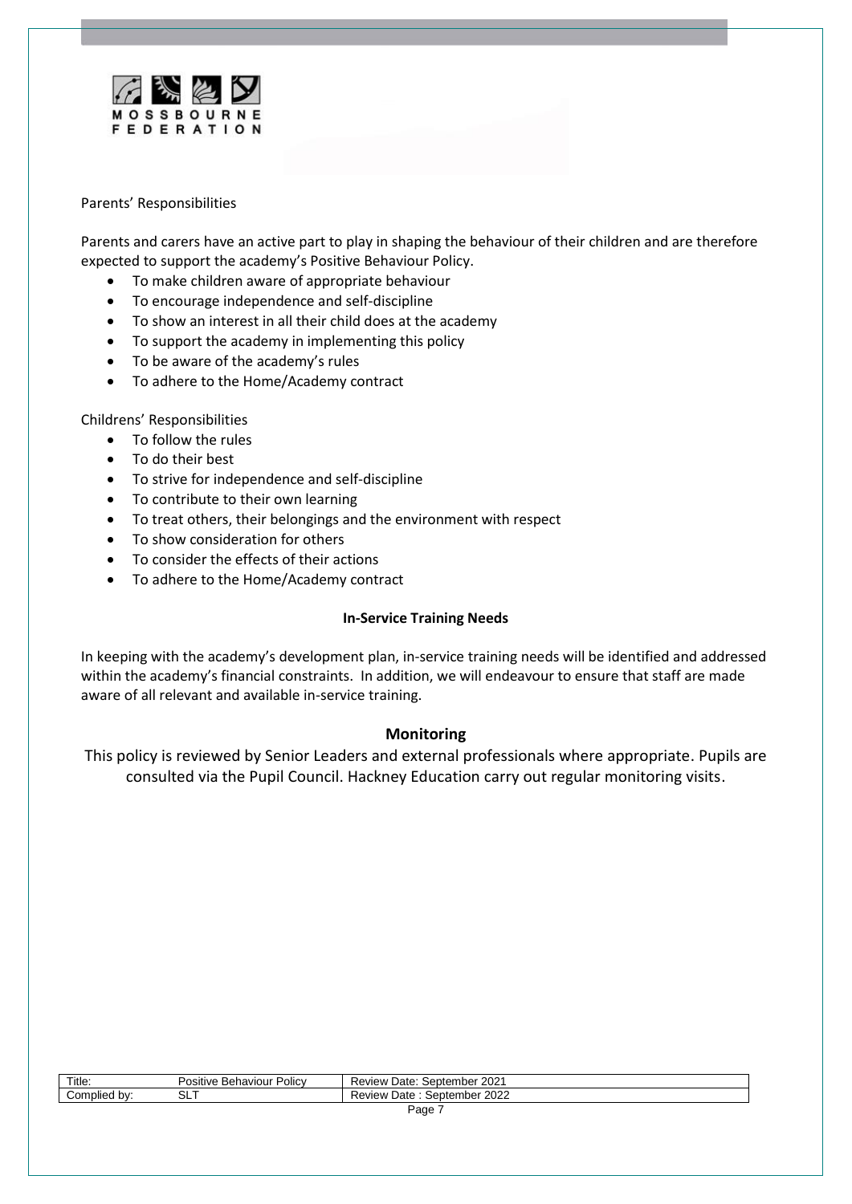Parents' Responsibilities

Parents and carers have an active part to play in shaping the behaviour of their children and are therefore expected to support the academy's Positive Behaviour Policy.

- To make children aware of appropriate behaviour
- To encourage independence and self-discipline
- To show an interest in all their child does at the academy
- To support the academy in implementing this policy
- To be aware of the academy's rules
- To adhere to the Home/Academy contract

Childrens' Responsibilities

- To follow the rules
- To do their best
- To strive for independence and self-discipline
- To contribute to their own learning
- To treat others, their belongings and the environment with respect
- To show consideration for others
- To consider the effects of their actions
- To adhere to the Home/Academy contract

**In-Service Training Needs**

In keeping with the academy's development plan, in-service training needs will be identified and addressed within the academy's financial constraints. In addition, we will endeavour to ensure that staff are made aware of all relevant and available in-service training.

## Monitoring

This policy is reviewed by Senior Leaders and external professionals where appropriate. Pupils are consulted via the Pupil Council. Hackney Education carry out regular monitoring visits.